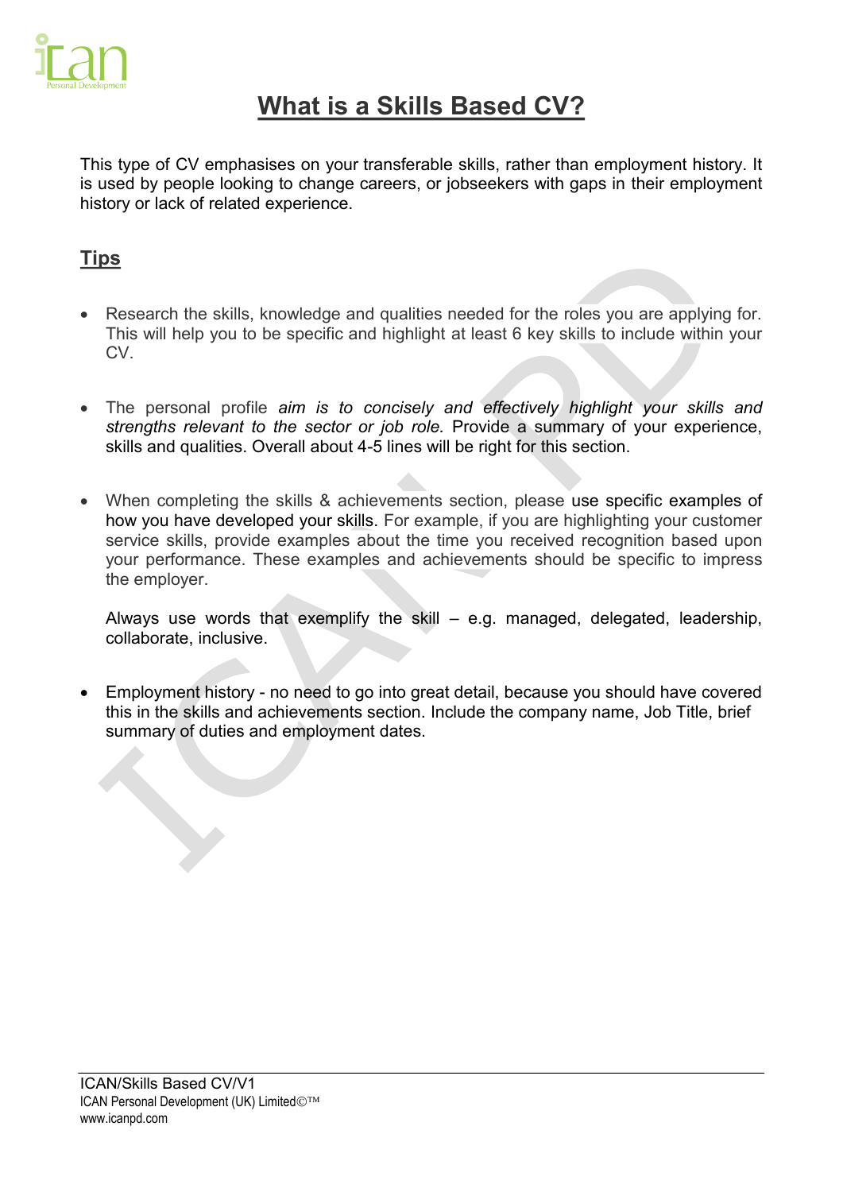# What is a Skills Based CV?

This type of CV emphasises on your transferable skills, rather than employment history. It is used by people looking to change careers, or jobseekers with gaps in their employment history or lack of related experience.

## Tips

- Research the skills, knowledge and qualities needed for the roles you are applying for. This will help you to be specific and highlight at least 6 key skills to include within your CV.

- The personal profile *aim is to concisely and effectively highlight your skills and strengths relevant to the sector or job role.* Provide a summary of your experience, skills and qualities. Overall about 4-5 lines will be right for this section.

- When completing the skills & achievements section, please use specific examples of how you have developed your skills. For example, if you are highlighting your customer service skills, provide examples about the time you received recognition based upon your performance. These examples and achievements should be specific to impress the employer.

  Always use words that exemplify the skill – e.g. managed, delegated, leadership, collaborate, inclusive.

- Employment history - no need to go into great detail, because you should have covered this in the skills and achievements section. Include the company name, Job Title, brief summary of duties and employment dates.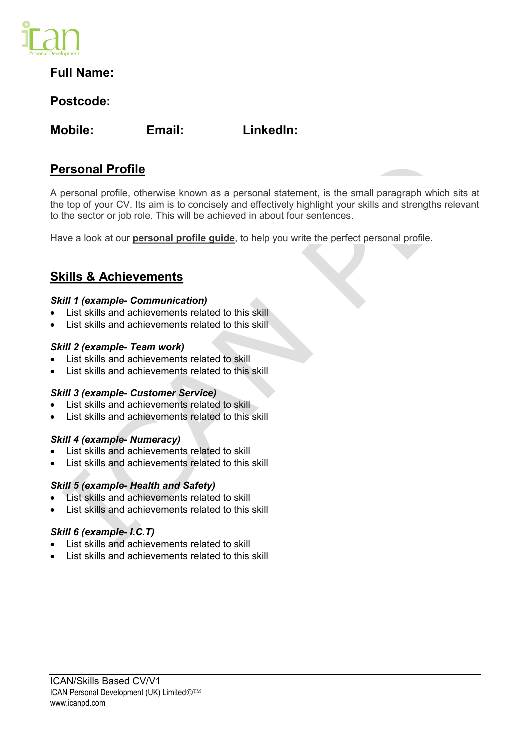**Full Name:**

**Postcode:**

**Mobile:** **Email:** **LinkedIn:**

## Personal Profile

A personal profile, otherwise known as a personal statement, is the small paragraph which sits at the top of your CV. Its aim is to concisely and effectively highlight your skills and strengths relevant to the sector or job role. This will be achieved in about four sentences.

Have a look at our **personal profile guide**, to help you write the perfect personal profile.

## Skills & Achievements

***Skill 1 (example- Communication)***

- List skills and achievements related to this skill
- List skills and achievements related to this skill

***Skill 2 (example- Team work)***

- List skills and achievements related to skill
- List skills and achievements related to this skill

***Skill 3 (example- Customer Service)***

- List skills and achievements related to skill
- List skills and achievements related to this skill

***Skill 4 (example- Numeracy)***

- List skills and achievements related to skill
- List skills and achievements related to this skill

***Skill 5 (example- Health and Safety)***

- List skills and achievements related to skill
- List skills and achievements related to this skill

***Skill 6 (example- I.C.T)***

- List skills and achievements related to skill
- List skills and achievements related to this skill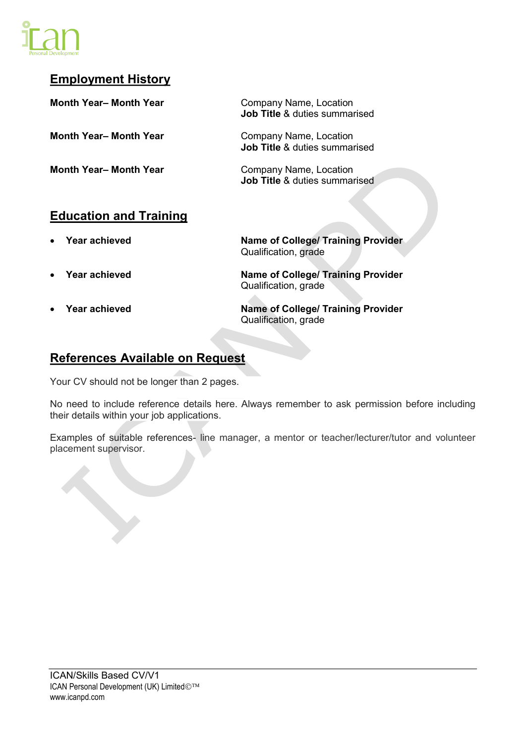## Employment History

| | |
|---|---|
| **Month Year– Month Year** | Company Name, Location<br>**Job Title** & duties summarised |
| **Month Year– Month Year** | Company Name, Location<br>**Job Title** & duties summarised |
| **Month Year– Month Year** | Company Name, Location<br>**Job Title** & duties summarised |

## Education and Training

| | |
|---|---|
| • **Year achieved** | **Name of College/ Training Provider**<br>Qualification, grade |
| • **Year achieved** | **Name of College/ Training Provider**<br>Qualification, grade |
| • **Year achieved** | **Name of College/ Training Provider**<br>Qualification, grade |

## References Available on Request

Your CV should not be longer than 2 pages.

No need to include reference details here. Always remember to ask permission before including their details within your job applications.

Examples of suitable references- line manager, a mentor or teacher/lecturer/tutor and volunteer placement supervisor.